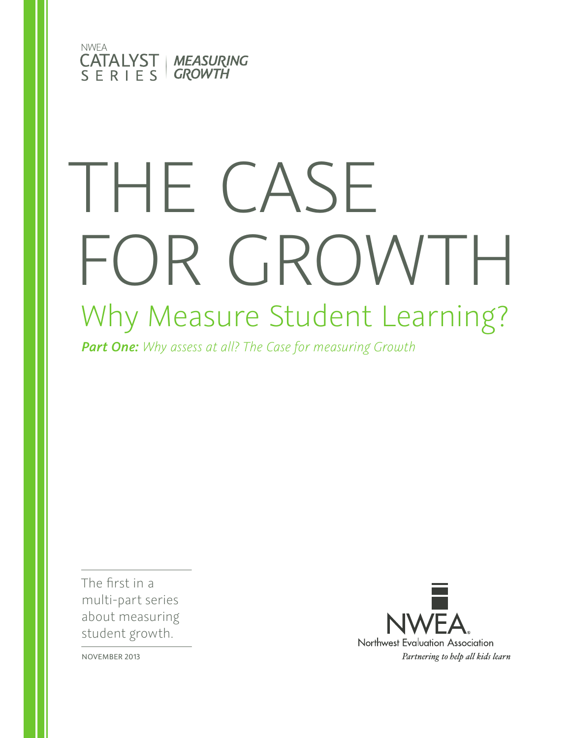NWEA
CATALYST SERIES | *MEASURING GROWTH*

# THE CASE FOR GROWTH

## Why Measure Student Learning?

***Part One:*** *Why assess at all? The Case for measuring Growth*

The first in a multi-part series about measuring student growth.

NOVEMBER 2013

NWEA
Northwest Evaluation Association
*Partnering to help all kids learn*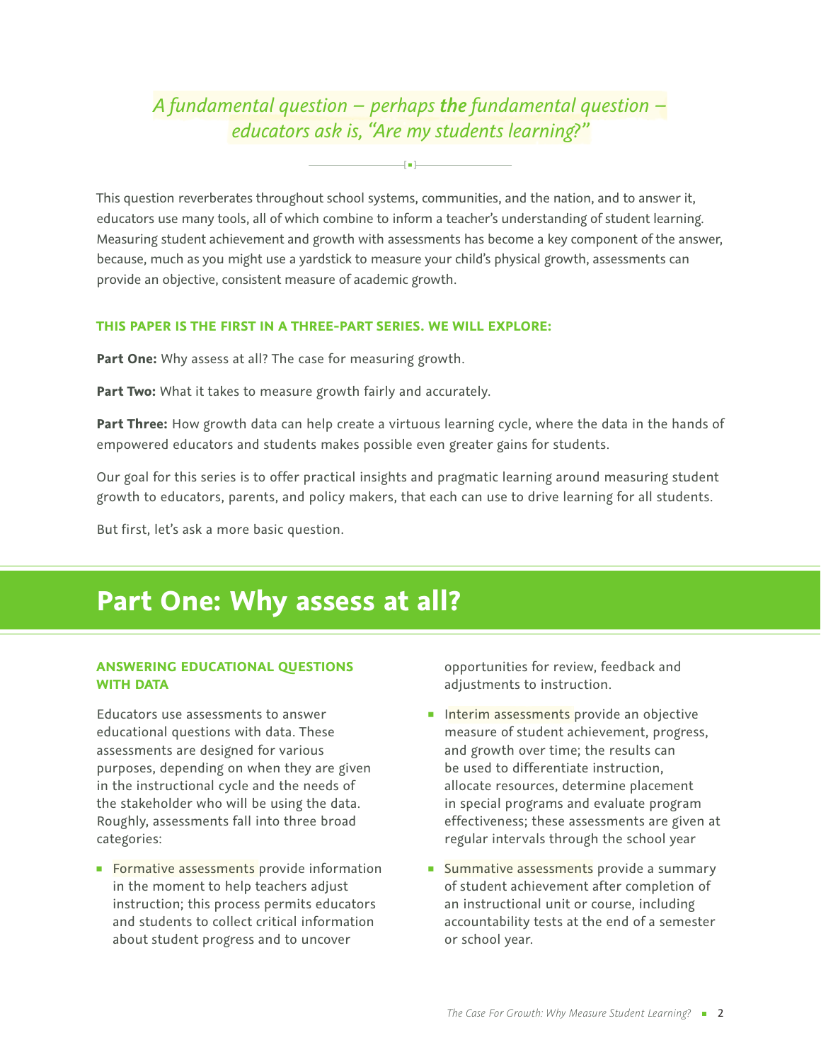*A fundamental question – perhaps **the** fundamental question – educators ask is, "Are my students learning?"*

This question reverberates throughout school systems, communities, and the nation, and to answer it, educators use many tools, all of which combine to inform a teacher's understanding of student learning. Measuring student achievement and growth with assessments has become a key component of the answer, because, much as you might use a yardstick to measure your child's physical growth, assessments can provide an objective, consistent measure of academic growth.

### THIS PAPER IS THE FIRST IN A THREE-PART SERIES. WE WILL EXPLORE:

**Part One:** Why assess at all? The case for measuring growth.

**Part Two:** What it takes to measure growth fairly and accurately.

**Part Three:** How growth data can help create a virtuous learning cycle, where the data in the hands of empowered educators and students makes possible even greater gains for students.

Our goal for this series is to offer practical insights and pragmatic learning around measuring student growth to educators, parents, and policy makers, that each can use to drive learning for all students.

But first, let's ask a more basic question.

# Part One: Why assess at all?

### ANSWERING EDUCATIONAL QUESTIONS WITH DATA

Educators use assessments to answer educational questions with data. These assessments are designed for various purposes, depending on when they are given in the instructional cycle and the needs of the stakeholder who will be using the data. Roughly, assessments fall into three broad categories:

- Formative assessments provide information in the moment to help teachers adjust instruction; this process permits educators and students to collect critical information about student progress and to uncover opportunities for review, feedback and adjustments to instruction.
- Interim assessments provide an objective measure of student achievement, progress, and growth over time; the results can be used to differentiate instruction, allocate resources, determine placement in special programs and evaluate program effectiveness; these assessments are given at regular intervals through the school year
- Summative assessments provide a summary of student achievement after completion of an instructional unit or course, including accountability tests at the end of a semester or school year.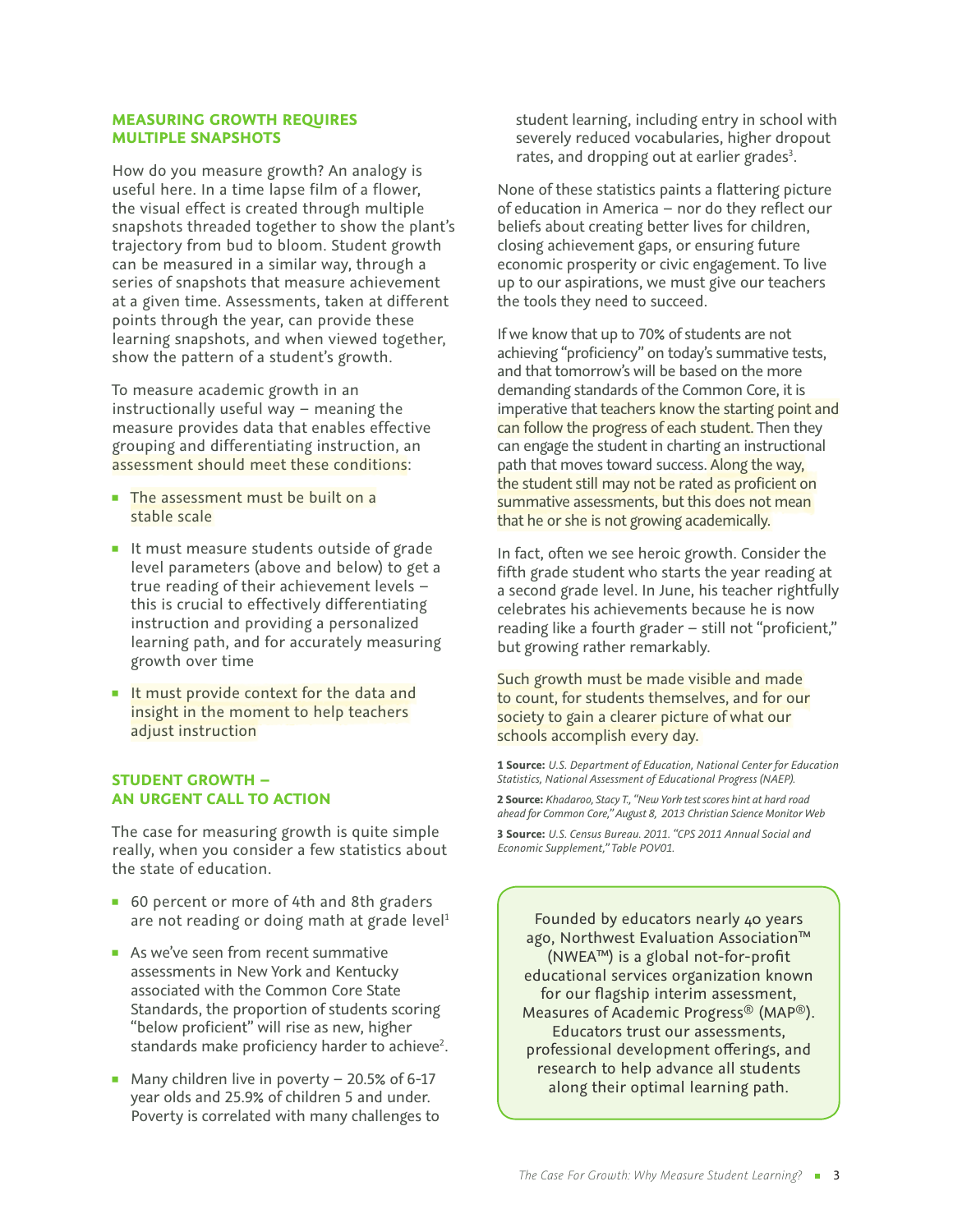## MEASURING GROWTH REQUIRES MULTIPLE SNAPSHOTS

How do you measure growth? An analogy is useful here. In a time lapse film of a flower, the visual effect is created through multiple snapshots threaded together to show the plant's trajectory from bud to bloom. Student growth can be measured in a similar way, through a series of snapshots that measure achievement at a given time. Assessments, taken at different points through the year, can provide these learning snapshots, and when viewed together, show the pattern of a student's growth.

To measure academic growth in an instructionally useful way – meaning the measure provides data that enables effective grouping and differentiating instruction, an assessment should meet these conditions:

- The assessment must be built on a stable scale
- It must measure students outside of grade level parameters (above and below) to get a true reading of their achievement levels – this is crucial to effectively differentiating instruction and providing a personalized learning path, and for accurately measuring growth over time
- It must provide context for the data and insight in the moment to help teachers adjust instruction

## STUDENT GROWTH – AN URGENT CALL TO ACTION

The case for measuring growth is quite simple really, when you consider a few statistics about the state of education.

- 60 percent or more of 4th and 8th graders are not reading or doing math at grade level[1]
- As we've seen from recent summative assessments in New York and Kentucky associated with the Common Core State Standards, the proportion of students scoring "below proficient" will rise as new, higher standards make proficiency harder to achieve[2].
- Many children live in poverty – 20.5% of 6-17 year olds and 25.9% of children 5 and under. Poverty is correlated with many challenges to student learning, including entry in school with severely reduced vocabularies, higher dropout rates, and dropping out at earlier grades[3].

None of these statistics paints a flattering picture of education in America – nor do they reflect our beliefs about creating better lives for children, closing achievement gaps, or ensuring future economic prosperity or civic engagement. To live up to our aspirations, we must give our teachers the tools they need to succeed.

If we know that up to 70% of students are not achieving "proficiency" on today's summative tests, and that tomorrow's will be based on the more demanding standards of the Common Core, it is imperative that teachers know the starting point and can follow the progress of each student. Then they can engage the student in charting an instructional path that moves toward success. Along the way, the student still may not be rated as proficient on summative assessments, but this does not mean that he or she is not growing academically.

In fact, often we see heroic growth. Consider the fifth grade student who starts the year reading at a second grade level. In June, his teacher rightfully celebrates his achievements because he is now reading like a fourth grader – still not "proficient," but growing rather remarkably.

Such growth must be made visible and made to count, for students themselves, and for our society to gain a clearer picture of what our schools accomplish every day.

**1 Source:** *U.S. Department of Education, National Center for Education Statistics, National Assessment of Educational Progress (NAEP).*

**2 Source:** *Khadaroo, Stacy T., "New York test scores hint at hard road ahead for Common Core," August 8, 2013 Christian Science Monitor Web*

**3 Source:** *U.S. Census Bureau. 2011. "CPS 2011 Annual Social and Economic Supplement," Table POV01.*

Founded by educators nearly 40 years ago, Northwest Evaluation Association™ (NWEA™) is a global not-for-profit educational services organization known for our flagship interim assessment, Measures of Academic Progress® (MAP®). Educators trust our assessments, professional development offerings, and research to help advance all students along their optimal learning path.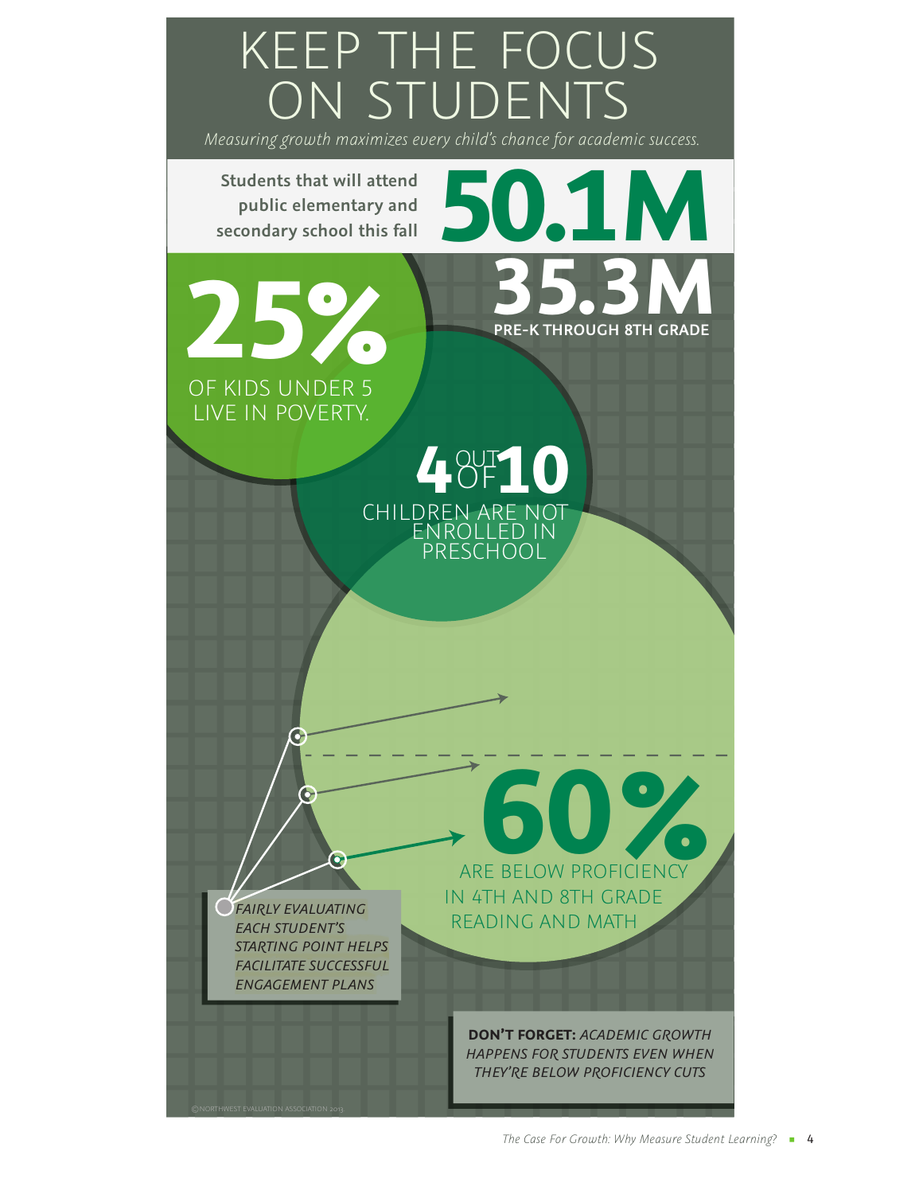# KEEP THE FOCUS ON STUDENTS

*Measuring growth maximizes every child's chance for academic success.*

**Students that will attend public elementary and secondary school this fall** **50.1M**

**35.3M**
**PRE-K THROUGH 8TH GRADE**

**25%**
OF KIDS UNDER 5 LIVE IN POVERTY.

**4** OUT OF **10**
CHILDREN ARE NOT ENROLLED IN PRESCHOOL

**60%**
ARE BELOW PROFICIENCY IN 4TH AND 8TH GRADE READING AND MATH

*FAIRLY EVALUATING EACH STUDENT'S STARTING POINT HELPS FACILITATE SUCCESSFUL ENGAGEMENT PLANS*

**DON'T FORGET:** *ACADEMIC GROWTH HAPPENS FOR STUDENTS EVEN WHEN THEY'RE BELOW PROFICIENCY CUTS*

©NORTHWEST EVALUATION ASSOCIATION 2013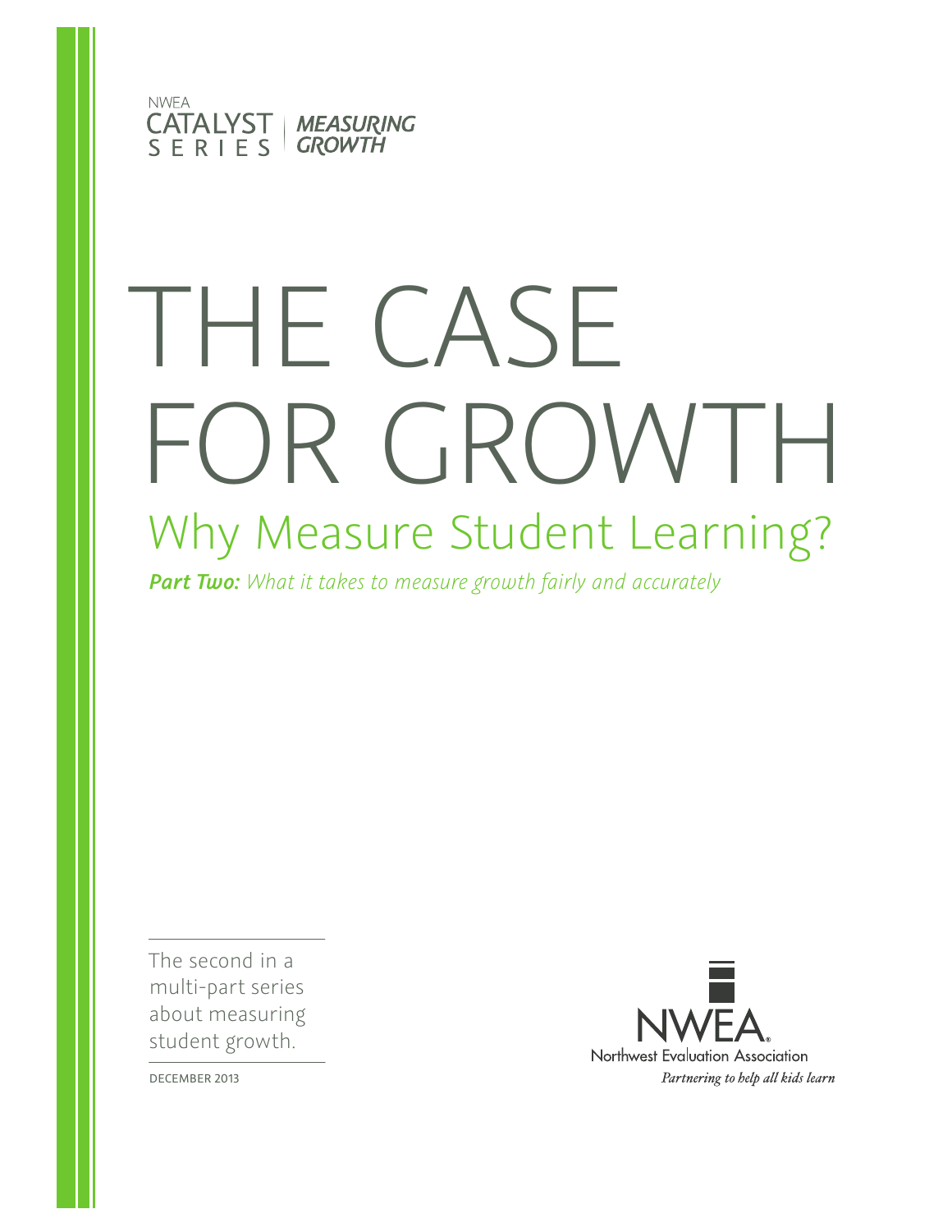NWEA
CATALYST SERIES | *MEASURING GROWTH*

# THE CASE FOR GROWTH

## Why Measure Student Learning?

***Part Two:*** *What it takes to measure growth fairly and accurately*

The second in a multi-part series about measuring student growth.

DECEMBER 2013

NWEA
Northwest Evaluation Association
*Partnering to help all kids learn*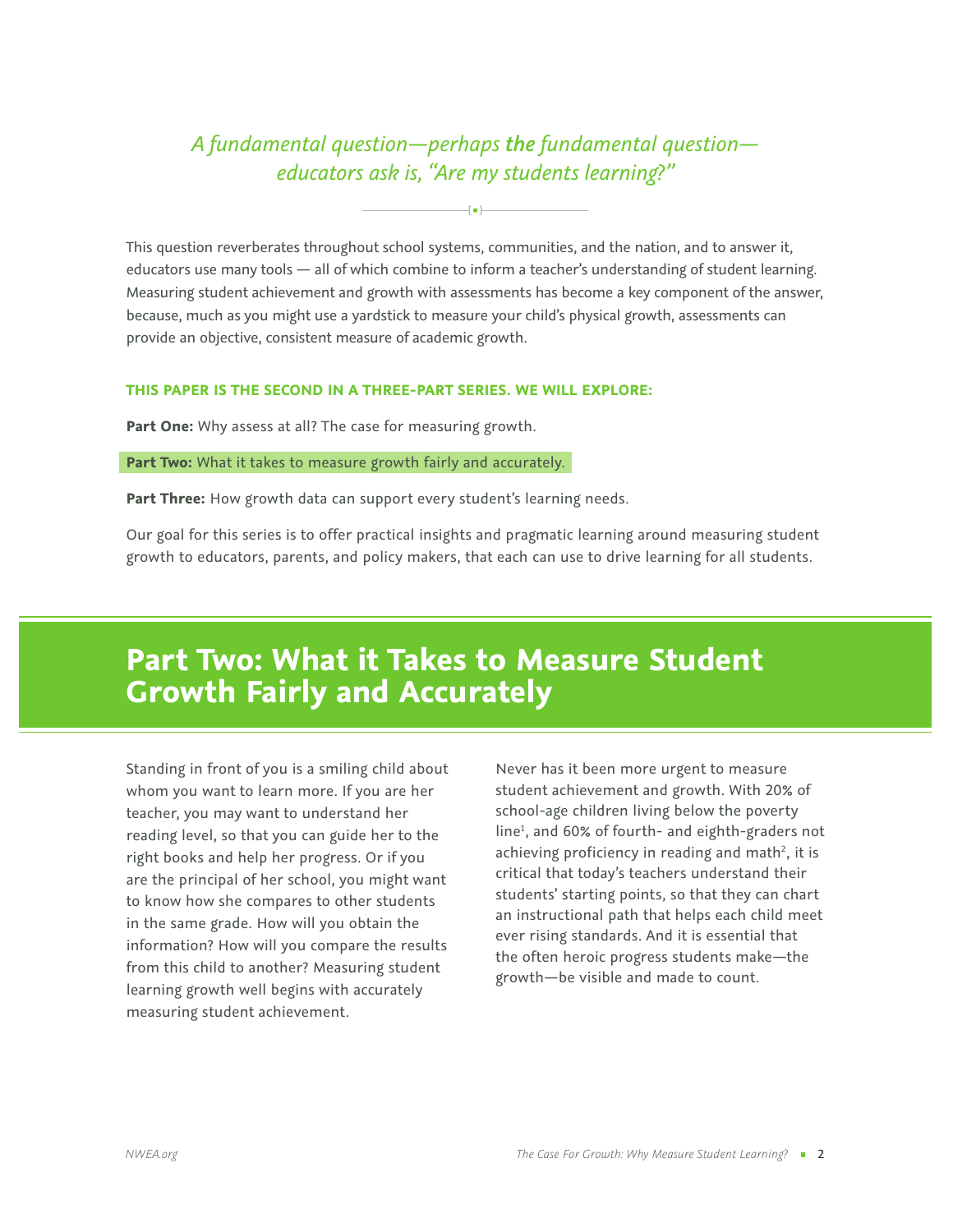*A fundamental question—perhaps **the** fundamental question—educators ask is, "Are my students learning?"*

This question reverberates throughout school systems, communities, and the nation, and to answer it, educators use many tools — all of which combine to inform a teacher's understanding of student learning. Measuring student achievement and growth with assessments has become a key component of the answer, because, much as you might use a yardstick to measure your child's physical growth, assessments can provide an objective, consistent measure of academic growth.

**THIS PAPER IS THE SECOND IN A THREE-PART SERIES. WE WILL EXPLORE:**

**Part One:** Why assess at all? The case for measuring growth.

**Part Two:** What it takes to measure growth fairly and accurately.

**Part Three:** How growth data can support every student's learning needs.

Our goal for this series is to offer practical insights and pragmatic learning around measuring student growth to educators, parents, and policy makers, that each can use to drive learning for all students.

# Part Two: What it Takes to Measure Student Growth Fairly and Accurately

Standing in front of you is a smiling child about whom you want to learn more. If you are her teacher, you may want to understand her reading level, so that you can guide her to the right books and help her progress. Or if you are the principal of her school, you might want to know how she compares to other students in the same grade. How will you obtain the information? How will you compare the results from this child to another? Measuring student learning growth well begins with accurately measuring student achievement.

Never has it been more urgent to measure student achievement and growth. With 20% of school-age children living below the poverty line[1], and 60% of fourth- and eighth-graders not achieving proficiency in reading and math[2], it is critical that today's teachers understand their students' starting points, so that they can chart an instructional path that helps each child meet ever rising standards. And it is essential that the often heroic progress students make—the growth—be visible and made to count.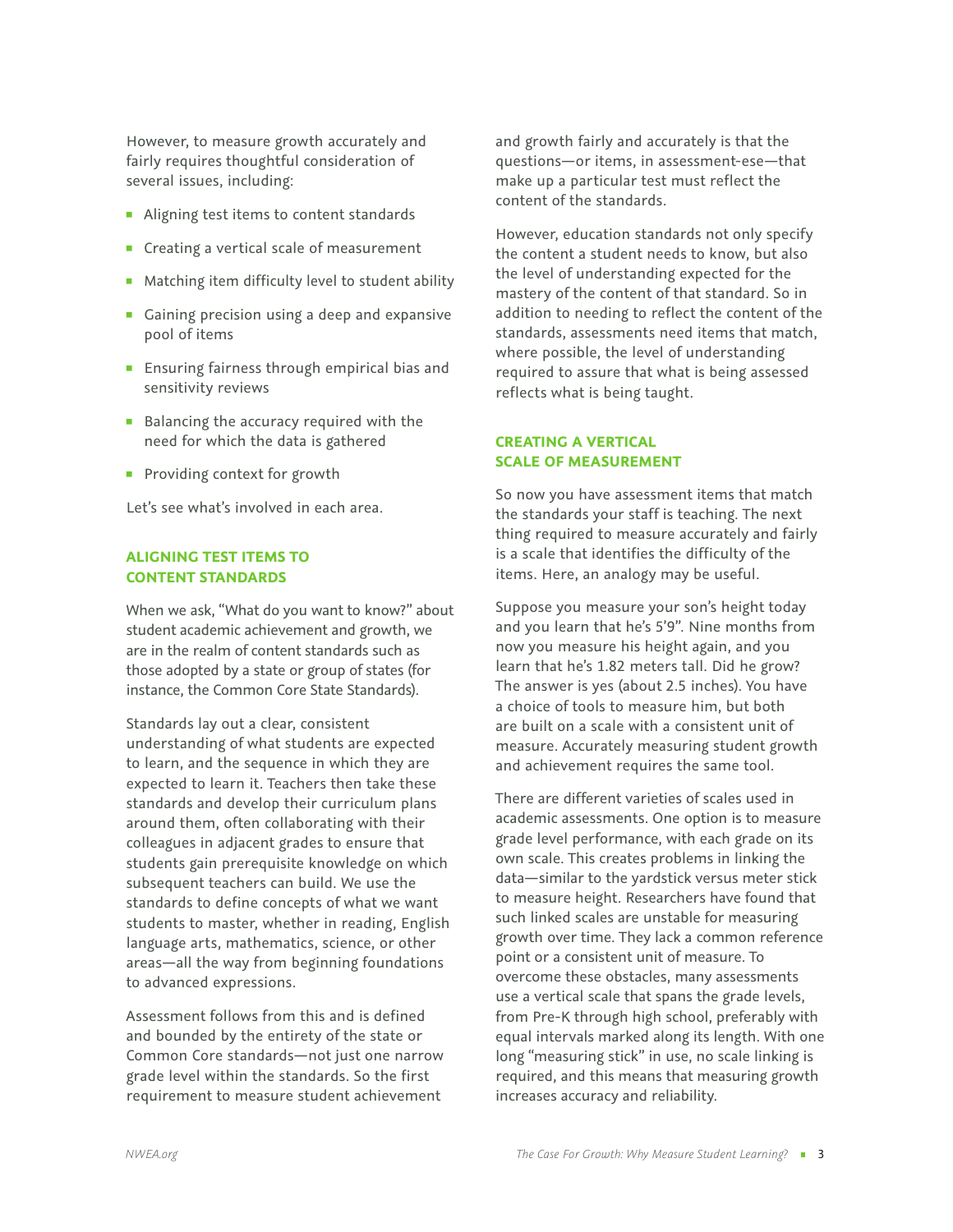However, to measure growth accurately and fairly requires thoughtful consideration of several issues, including:

- Aligning test items to content standards
- Creating a vertical scale of measurement
- Matching item difficulty level to student ability
- Gaining precision using a deep and expansive pool of items
- Ensuring fairness through empirical bias and sensitivity reviews
- Balancing the accuracy required with the need for which the data is gathered
- Providing context for growth

Let's see what's involved in each area.

## ALIGNING TEST ITEMS TO CONTENT STANDARDS

When we ask, "What do you want to know?" about student academic achievement and growth, we are in the realm of content standards such as those adopted by a state or group of states (for instance, the Common Core State Standards).

Standards lay out a clear, consistent understanding of what students are expected to learn, and the sequence in which they are expected to learn it. Teachers then take these standards and develop their curriculum plans around them, often collaborating with their colleagues in adjacent grades to ensure that students gain prerequisite knowledge on which subsequent teachers can build. We use the standards to define concepts of what we want students to master, whether in reading, English language arts, mathematics, science, or other areas—all the way from beginning foundations to advanced expressions.

Assessment follows from this and is defined and bounded by the entirety of the state or Common Core standards—not just one narrow grade level within the standards. So the first requirement to measure student achievement and growth fairly and accurately is that the questions—or items, in assessment-ese—that make up a particular test must reflect the content of the standards.

However, education standards not only specify the content a student needs to know, but also the level of understanding expected for the mastery of the content of that standard. So in addition to needing to reflect the content of the standards, assessments need items that match, where possible, the level of understanding required to assure that what is being assessed reflects what is being taught.

## CREATING A VERTICAL SCALE OF MEASUREMENT

So now you have assessment items that match the standards your staff is teaching. The next thing required to measure accurately and fairly is a scale that identifies the difficulty of the items. Here, an analogy may be useful.

Suppose you measure your son's height today and you learn that he's 5'9". Nine months from now you measure his height again, and you learn that he's 1.82 meters tall. Did he grow? The answer is yes (about 2.5 inches). You have a choice of tools to measure him, but both are built on a scale with a consistent unit of measure. Accurately measuring student growth and achievement requires the same tool.

There are different varieties of scales used in academic assessments. One option is to measure grade level performance, with each grade on its own scale. This creates problems in linking the data—similar to the yardstick versus meter stick to measure height. Researchers have found that such linked scales are unstable for measuring growth over time. They lack a common reference point or a consistent unit of measure. To overcome these obstacles, many assessments use a vertical scale that spans the grade levels, from Pre-K through high school, preferably with equal intervals marked along its length. With one long "measuring stick" in use, no scale linking is required, and this means that measuring growth increases accuracy and reliability.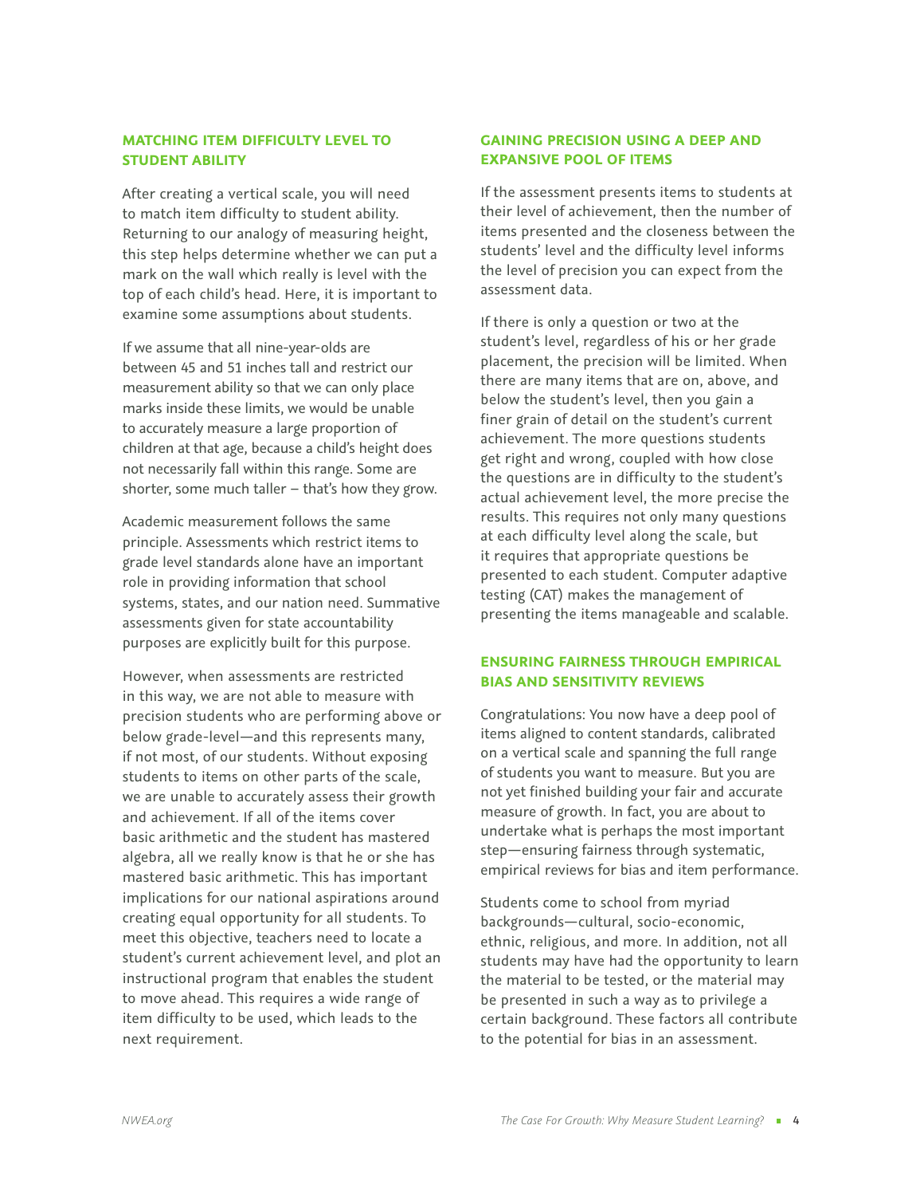### MATCHING ITEM DIFFICULTY LEVEL TO STUDENT ABILITY

After creating a vertical scale, you will need to match item difficulty to student ability. Returning to our analogy of measuring height, this step helps determine whether we can put a mark on the wall which really is level with the top of each child's head. Here, it is important to examine some assumptions about students.

If we assume that all nine-year-olds are between 45 and 51 inches tall and restrict our measurement ability so that we can only place marks inside these limits, we would be unable to accurately measure a large proportion of children at that age, because a child's height does not necessarily fall within this range. Some are shorter, some much taller – that's how they grow.

Academic measurement follows the same principle. Assessments which restrict items to grade level standards alone have an important role in providing information that school systems, states, and our nation need. Summative assessments given for state accountability purposes are explicitly built for this purpose.

However, when assessments are restricted in this way, we are not able to measure with precision students who are performing above or below grade-level—and this represents many, if not most, of our students. Without exposing students to items on other parts of the scale, we are unable to accurately assess their growth and achievement. If all of the items cover basic arithmetic and the student has mastered algebra, all we really know is that he or she has mastered basic arithmetic. This has important implications for our national aspirations around creating equal opportunity for all students. To meet this objective, teachers need to locate a student's current achievement level, and plot an instructional program that enables the student to move ahead. This requires a wide range of item difficulty to be used, which leads to the next requirement.

### GAINING PRECISION USING A DEEP AND EXPANSIVE POOL OF ITEMS

If the assessment presents items to students at their level of achievement, then the number of items presented and the closeness between the students' level and the difficulty level informs the level of precision you can expect from the assessment data.

If there is only a question or two at the student's level, regardless of his or her grade placement, the precision will be limited. When there are many items that are on, above, and below the student's level, then you gain a finer grain of detail on the student's current achievement. The more questions students get right and wrong, coupled with how close the questions are in difficulty to the student's actual achievement level, the more precise the results. This requires not only many questions at each difficulty level along the scale, but it requires that appropriate questions be presented to each student. Computer adaptive testing (CAT) makes the management of presenting the items manageable and scalable.

### ENSURING FAIRNESS THROUGH EMPIRICAL BIAS AND SENSITIVITY REVIEWS

Congratulations: You now have a deep pool of items aligned to content standards, calibrated on a vertical scale and spanning the full range of students you want to measure. But you are not yet finished building your fair and accurate measure of growth. In fact, you are about to undertake what is perhaps the most important step—ensuring fairness through systematic, empirical reviews for bias and item performance.

Students come to school from myriad backgrounds—cultural, socio-economic, ethnic, religious, and more. In addition, not all students may have had the opportunity to learn the material to be tested, or the material may be presented in such a way as to privilege a certain background. These factors all contribute to the potential for bias in an assessment.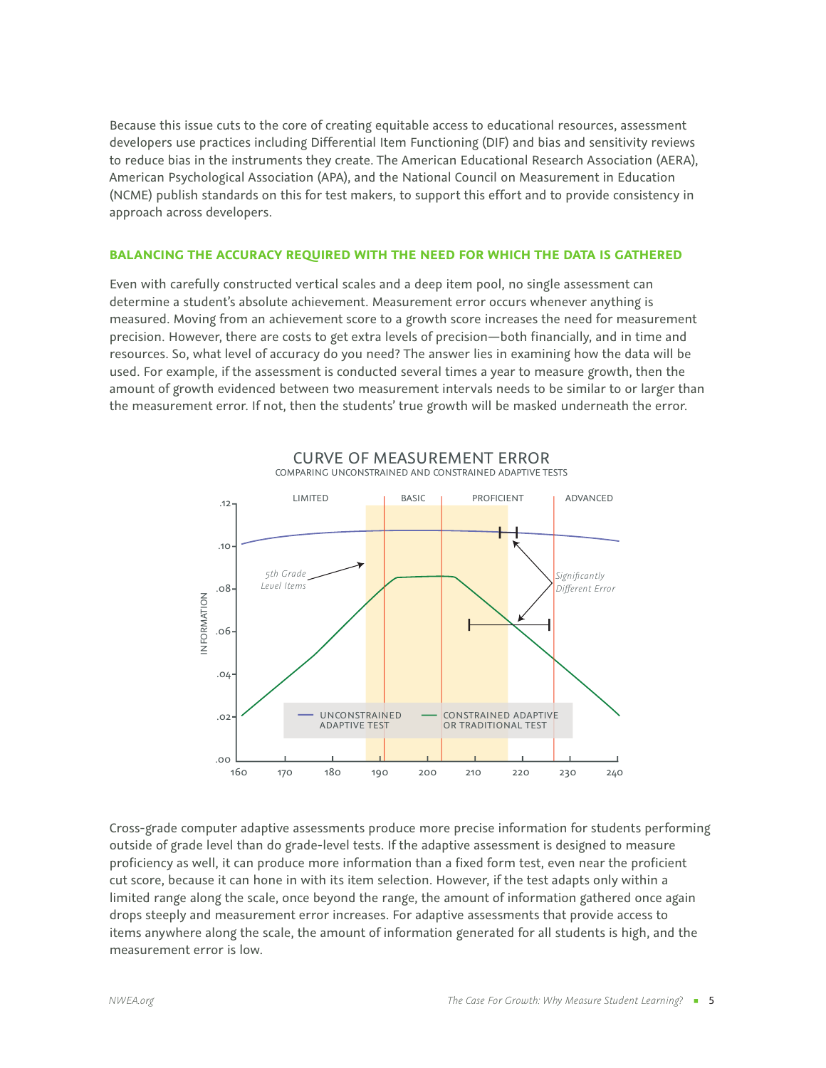Because this issue cuts to the core of creating equitable access to educational resources, assessment developers use practices including Differential Item Functioning (DIF) and bias and sensitivity reviews to reduce bias in the instruments they create. The American Educational Research Association (AERA), American Psychological Association (APA), and the National Council on Measurement in Education (NCME) publish standards on this for test makers, to support this effort and to provide consistency in approach across developers.

## BALANCING THE ACCURACY REQUIRED WITH THE NEED FOR WHICH THE DATA IS GATHERED

Even with carefully constructed vertical scales and a deep item pool, no single assessment can determine a student's absolute achievement. Measurement error occurs whenever anything is measured. Moving from an achievement score to a growth score increases the need for measurement precision. However, there are costs to get extra levels of precision—both financially, and in time and resources. So, what level of accuracy do you need? The answer lies in examining how the data will be used. For example, if the assessment is conducted several times a year to measure growth, then the amount of growth evidenced between two measurement intervals needs to be similar to or larger than the measurement error. If not, then the students' true growth will be masked underneath the error.

CURVE OF MEASUREMENT ERROR

COMPARING UNCONSTRAINED AND CONSTRAINED ADAPTIVE TESTS

Cross-grade computer adaptive assessments produce more precise information for students performing outside of grade level than do grade-level tests. If the adaptive assessment is designed to measure proficiency as well, it can produce more information than a fixed form test, even near the proficient cut score, because it can hone in with its item selection. However, if the test adapts only within a limited range along the scale, once beyond the range, the amount of information gathered once again drops steeply and measurement error increases. For adaptive assessments that provide access to items anywhere along the scale, the amount of information generated for all students is high, and the measurement error is low.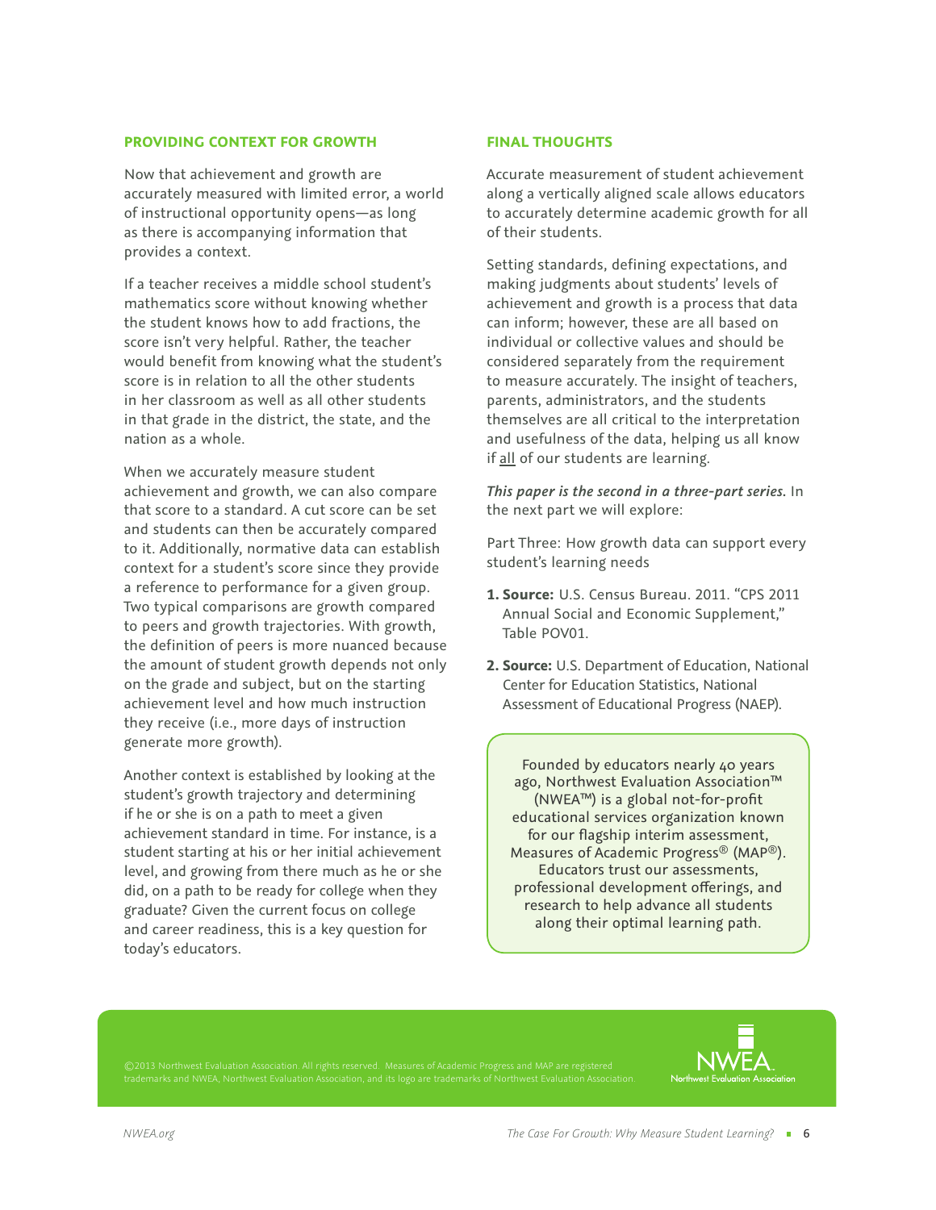## PROVIDING CONTEXT FOR GROWTH

Now that achievement and growth are accurately measured with limited error, a world of instructional opportunity opens—as long as there is accompanying information that provides a context.

If a teacher receives a middle school student's mathematics score without knowing whether the student knows how to add fractions, the score isn't very helpful. Rather, the teacher would benefit from knowing what the student's score is in relation to all the other students in her classroom as well as all other students in that grade in the district, the state, and the nation as a whole.

When we accurately measure student achievement and growth, we can also compare that score to a standard. A cut score can be set and students can then be accurately compared to it. Additionally, normative data can establish context for a student's score since they provide a reference to performance for a given group. Two typical comparisons are growth compared to peers and growth trajectories. With growth, the definition of peers is more nuanced because the amount of student growth depends not only on the grade and subject, but on the starting achievement level and how much instruction they receive (i.e., more days of instruction generate more growth).

Another context is established by looking at the student's growth trajectory and determining if he or she is on a path to meet a given achievement standard in time. For instance, is a student starting at his or her initial achievement level, and growing from there much as he or she did, on a path to be ready for college when they graduate? Given the current focus on college and career readiness, this is a key question for today's educators.

## FINAL THOUGHTS

Accurate measurement of student achievement along a vertically aligned scale allows educators to accurately determine academic growth for all of their students.

Setting standards, defining expectations, and making judgments about students' levels of achievement and growth is a process that data can inform; however, these are all based on individual or collective values and should be considered separately from the requirement to measure accurately. The insight of teachers, parents, administrators, and the students themselves are all critical to the interpretation and usefulness of the data, helping us all know if <u>all</u> of our students are learning.

***This paper is the second in a three-part series.*** In the next part we will explore:

Part Three: How growth data can support every student's learning needs

1. **Source:** U.S. Census Bureau. 2011. "CPS 2011 Annual Social and Economic Supplement," Table POV01.
2. **Source:** U.S. Department of Education, National Center for Education Statistics, National Assessment of Educational Progress (NAEP).

Founded by educators nearly 40 years ago, Northwest Evaluation Association™ (NWEA™) is a global not-for-profit educational services organization known for our flagship interim assessment, Measures of Academic Progress® (MAP®). Educators trust our assessments, professional development offerings, and research to help advance all students along their optimal learning path.

©2013 Northwest Evaluation Association. All rights reserved. Measures of Academic Progress and MAP are registered trademarks and NWEA, Northwest Evaluation Association, and its logo are trademarks of Northwest Evaluation Association.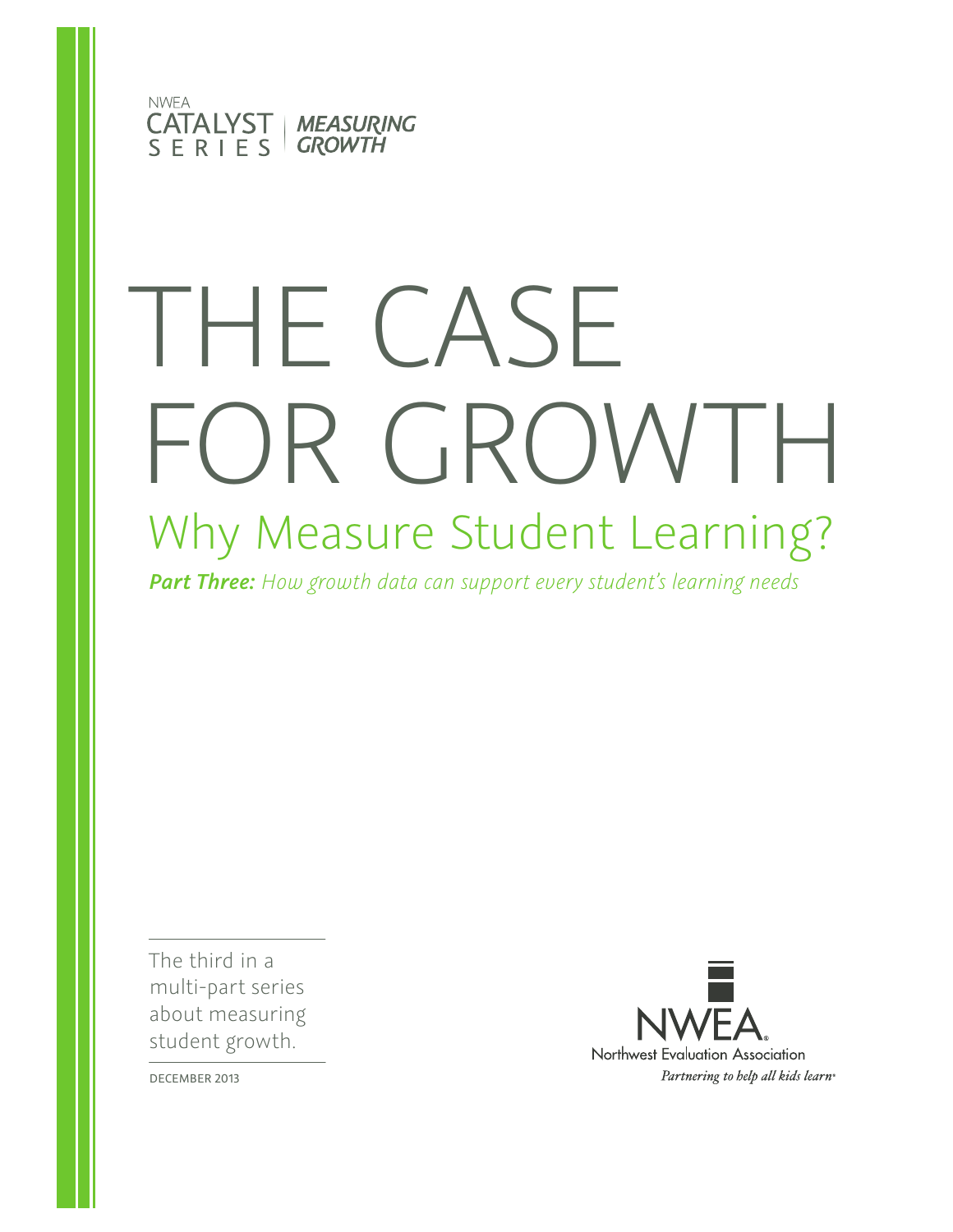NWEA

CATALYST SERIES | MEASURING GROWTH

# THE CASE FOR GROWTH

## Why Measure Student Learning?

***Part Three:*** *How growth data can support every student's learning needs*

The third in a multi-part series about measuring student growth.

DECEMBER 2013

NWEA

Northwest Evaluation Association

*Partnering to help all kids learn*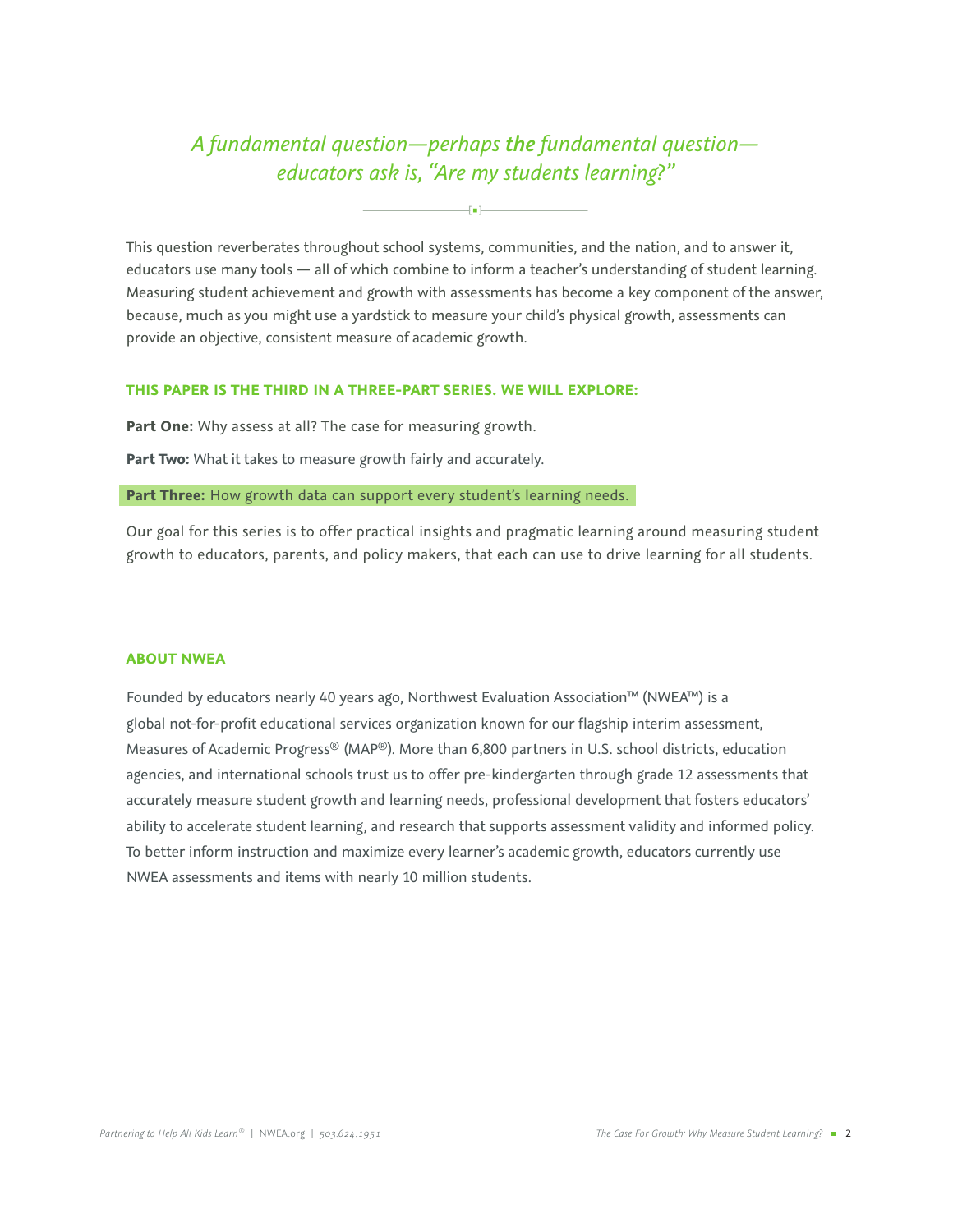*A fundamental question—perhaps **the** fundamental question—educators ask is, "Are my students learning?"*

This question reverberates throughout school systems, communities, and the nation, and to answer it, educators use many tools — all of which combine to inform a teacher's understanding of student learning. Measuring student achievement and growth with assessments has become a key component of the answer, because, much as you might use a yardstick to measure your child's physical growth, assessments can provide an objective, consistent measure of academic growth.

### THIS PAPER IS THE THIRD IN A THREE-PART SERIES. WE WILL EXPLORE:

**Part One:** Why assess at all? The case for measuring growth.

**Part Two:** What it takes to measure growth fairly and accurately.

**Part Three:** How growth data can support every student's learning needs.

Our goal for this series is to offer practical insights and pragmatic learning around measuring student growth to educators, parents, and policy makers, that each can use to drive learning for all students.

### ABOUT NWEA

Founded by educators nearly 40 years ago, Northwest Evaluation Association™ (NWEA™) is a global not-for-profit educational services organization known for our flagship interim assessment, Measures of Academic Progress® (MAP®). More than 6,800 partners in U.S. school districts, education agencies, and international schools trust us to offer pre-kindergarten through grade 12 assessments that accurately measure student growth and learning needs, professional development that fosters educators' ability to accelerate student learning, and research that supports assessment validity and informed policy. To better inform instruction and maximize every learner's academic growth, educators currently use NWEA assessments and items with nearly 10 million students.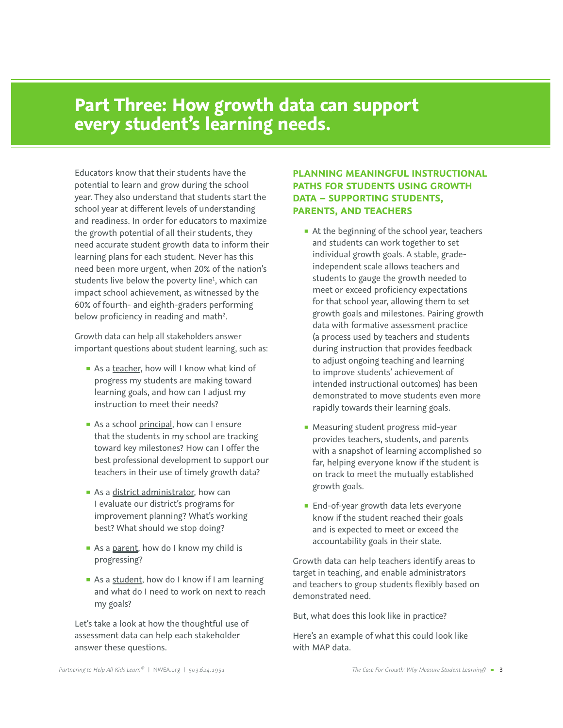# Part Three: How growth data can support every student's learning needs.

Educators know that their students have the potential to learn and grow during the school year. They also understand that students start the school year at different levels of understanding and readiness. In order for educators to maximize the growth potential of all their students, they need accurate student growth data to inform their learning plans for each student. Never has this need been more urgent, when 20% of the nation's students live below the poverty line[1], which can impact school achievement, as witnessed by the 60% of fourth- and eighth-graders performing below proficiency in reading and math[2].

Growth data can help all stakeholders answer important questions about student learning, such as:

- As a teacher, how will I know what kind of progress my students are making toward learning goals, and how can I adjust my instruction to meet their needs?
- As a school principal, how can I ensure that the students in my school are tracking toward key milestones? How can I offer the best professional development to support our teachers in their use of timely growth data?
- As a district administrator, how can I evaluate our district's programs for improvement planning? What's working best? What should we stop doing?
- As a parent, how do I know my child is progressing?
- As a student, how do I know if I am learning and what do I need to work on next to reach my goals?

Let's take a look at how the thoughtful use of assessment data can help each stakeholder answer these questions.

## PLANNING MEANINGFUL INSTRUCTIONAL PATHS FOR STUDENTS USING GROWTH DATA – SUPPORTING STUDENTS, PARENTS, AND TEACHERS

- At the beginning of the school year, teachers and students can work together to set individual growth goals. A stable, grade-independent scale allows teachers and students to gauge the growth needed to meet or exceed proficiency expectations for that school year, allowing them to set growth goals and milestones. Pairing growth data with formative assessment practice (a process used by teachers and students during instruction that provides feedback to adjust ongoing teaching and learning to improve students' achievement of intended instructional outcomes) has been demonstrated to move students even more rapidly towards their learning goals.
- Measuring student progress mid-year provides teachers, students, and parents with a snapshot of learning accomplished so far, helping everyone know if the student is on track to meet the mutually established growth goals.
- End-of-year growth data lets everyone know if the student reached their goals and is expected to meet or exceed the accountability goals in their state.

Growth data can help teachers identify areas to target in teaching, and enable administrators and teachers to group students flexibly based on demonstrated need.

But, what does this look like in practice?

Here's an example of what this could look like with MAP data.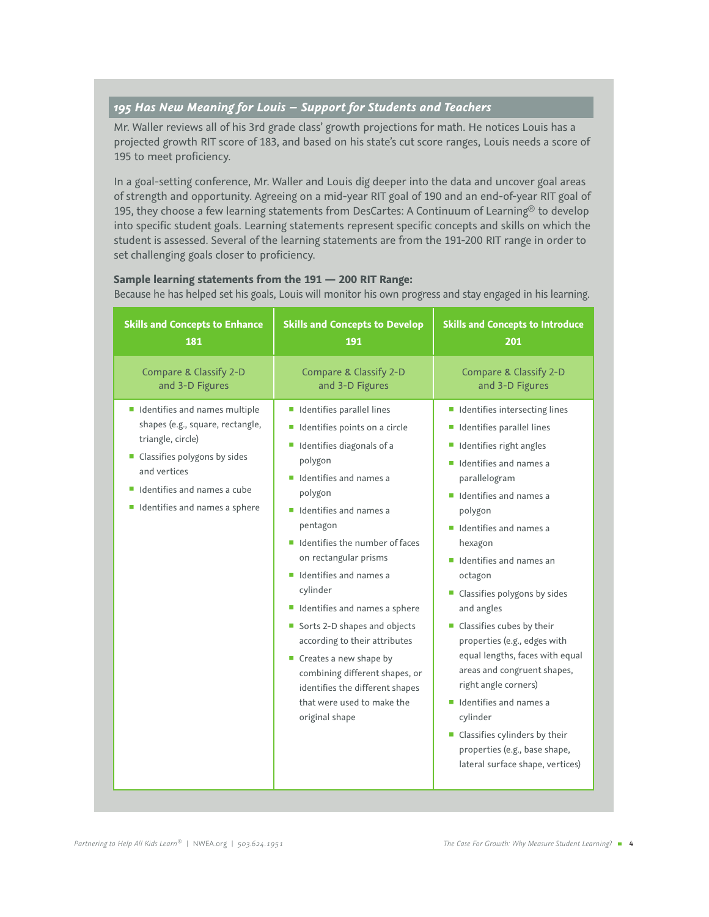### *195 Has New Meaning for Louis – Support for Students and Teachers*

Mr. Waller reviews all of his 3rd grade class' growth projections for math. He notices Louis has a projected growth RIT score of 183, and based on his state's cut score ranges, Louis needs a score of 195 to meet proficiency.

In a goal-setting conference, Mr. Waller and Louis dig deeper into the data and uncover goal areas of strength and opportunity. Agreeing on a mid-year RIT goal of 190 and an end-of-year RIT goal of 195, they choose a few learning statements from DesCartes: A Continuum of Learning® to develop into specific student goals. Learning statements represent specific concepts and skills on which the student is assessed. Several of the learning statements are from the 191-200 RIT range in order to set challenging goals closer to proficiency.

**Sample learning statements from the 191 — 200 RIT Range:**
Because he has helped set his goals, Louis will monitor his own progress and stay engaged in his learning.

| Skills and Concepts to Enhance 181 | Skills and Concepts to Develop 191 | Skills and Concepts to Introduce 201 |
|---|---|---|
| Compare & Classify 2-D and 3-D Figures | Compare & Classify 2-D and 3-D Figures | Compare & Classify 2-D and 3-D Figures |
| ■ Identifies and names multiple shapes (e.g., square, rectangle, triangle, circle)<br>■ Classifies polygons by sides and vertices<br>■ Identifies and names a cube<br>■ Identifies and names a sphere | ■ Identifies parallel lines<br>■ Identifies points on a circle<br>■ Identifies diagonals of a polygon<br>■ Identifies and names a polygon<br>■ Identifies and names a pentagon<br>■ Identifies the number of faces on rectangular prisms<br>■ Identifies and names a cylinder<br>■ Identifies and names a sphere<br>■ Sorts 2-D shapes and objects according to their attributes<br>■ Creates a new shape by combining different shapes, or identifies the different shapes that were used to make the original shape | ■ Identifies intersecting lines<br>■ Identifies parallel lines<br>■ Identifies right angles<br>■ Identifies and names a parallelogram<br>■ Identifies and names a polygon<br>■ Identifies and names a hexagon<br>■ Identifies and names an octagon<br>■ Classifies polygons by sides and angles<br>■ Classifies cubes by their properties (e.g., edges with equal lengths, faces with equal areas and congruent shapes, right angle corners)<br>■ Identifies and names a cylinder<br>■ Classifies cylinders by their properties (e.g., base shape, lateral surface shape, vertices) |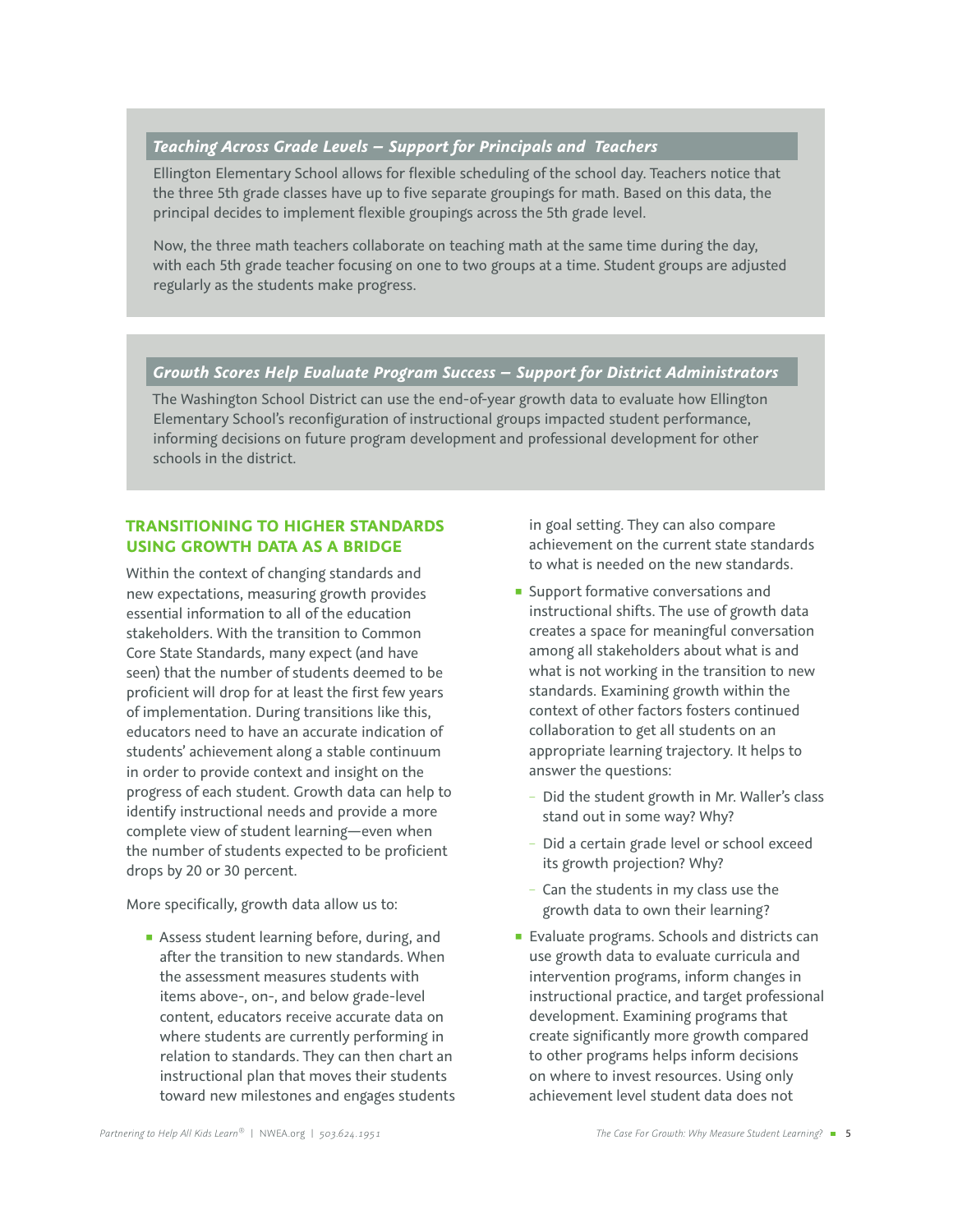### *Teaching Across Grade Levels – Support for Principals and Teachers*

Ellington Elementary School allows for flexible scheduling of the school day. Teachers notice that the three 5th grade classes have up to five separate groupings for math. Based on this data, the principal decides to implement flexible groupings across the 5th grade level.

Now, the three math teachers collaborate on teaching math at the same time during the day, with each 5th grade teacher focusing on one to two groups at a time. Student groups are adjusted regularly as the students make progress.

### *Growth Scores Help Evaluate Program Success – Support for District Administrators*

The Washington School District can use the end-of-year growth data to evaluate how Ellington Elementary School's reconfiguration of instructional groups impacted student performance, informing decisions on future program development and professional development for other schools in the district.

## TRANSITIONING TO HIGHER STANDARDS USING GROWTH DATA AS A BRIDGE

Within the context of changing standards and new expectations, measuring growth provides essential information to all of the education stakeholders. With the transition to Common Core State Standards, many expect (and have seen) that the number of students deemed to be proficient will drop for at least the first few years of implementation. During transitions like this, educators need to have an accurate indication of students' achievement along a stable continuum in order to provide context and insight on the progress of each student. Growth data can help to identify instructional needs and provide a more complete view of student learning—even when the number of students expected to be proficient drops by 20 or 30 percent.

More specifically, growth data allow us to:

- Assess student learning before, during, and after the transition to new standards. When the assessment measures students with items above-, on-, and below grade-level content, educators receive accurate data on where students are currently performing in relation to standards. They can then chart an instructional plan that moves their students toward new milestones and engages students in goal setting. They can also compare achievement on the current state standards to what is needed on the new standards.
- Support formative conversations and instructional shifts. The use of growth data creates a space for meaningful conversation among all stakeholders about what is and what is not working in the transition to new standards. Examining growth within the context of other factors fosters continued collaboration to get all students on an appropriate learning trajectory. It helps to answer the questions:
  - Did the student growth in Mr. Waller's class stand out in some way? Why?
  - Did a certain grade level or school exceed its growth projection? Why?
  - Can the students in my class use the growth data to own their learning?
- Evaluate programs. Schools and districts can use growth data to evaluate curricula and intervention programs, inform changes in instructional practice, and target professional development. Examining programs that create significantly more growth compared to other programs helps inform decisions on where to invest resources. Using only achievement level student data does not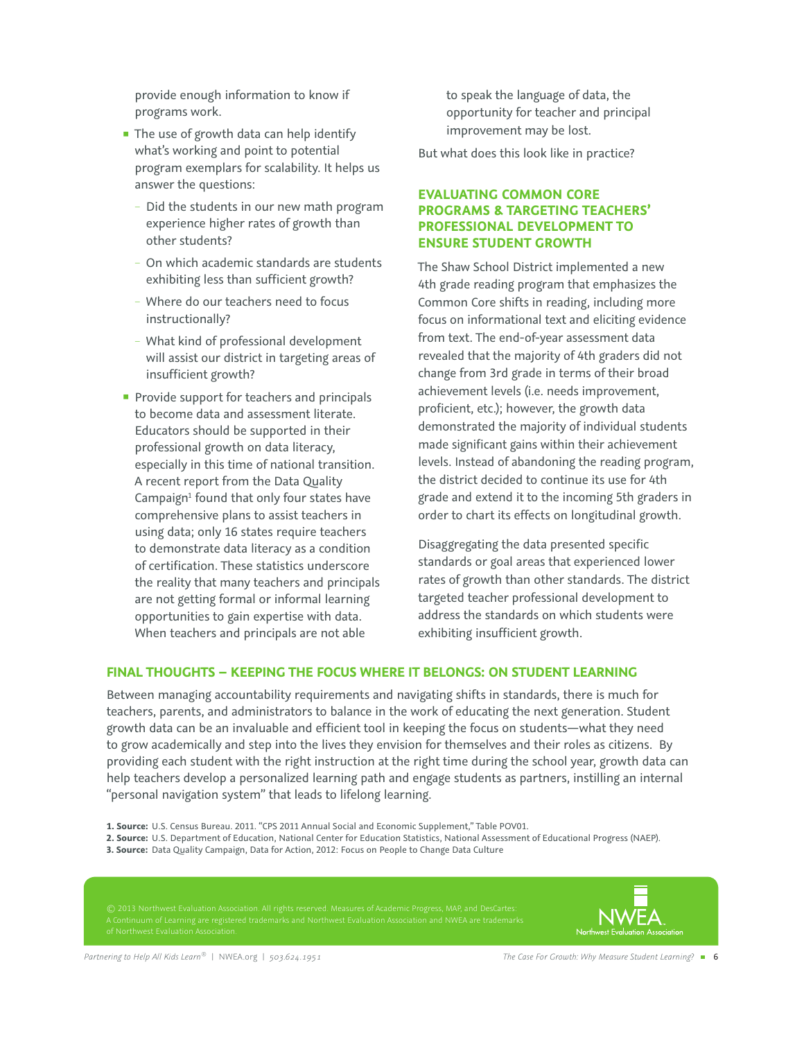provide enough information to know if programs work.

- The use of growth data can help identify what's working and point to potential program exemplars for scalability. It helps us answer the questions:
  - Did the students in our new math program experience higher rates of growth than other students?
  - On which academic standards are students exhibiting less than sufficient growth?
  - Where do our teachers need to focus instructionally?
  - What kind of professional development will assist our district in targeting areas of insufficient growth?
- Provide support for teachers and principals to become data and assessment literate. Educators should be supported in their professional growth on data literacy, especially in this time of national transition. A recent report from the Data Quality Campaign[1] found that only four states have comprehensive plans to assist teachers in using data; only 16 states require teachers to demonstrate data literacy as a condition of certification. These statistics underscore the reality that many teachers and principals are not getting formal or informal learning opportunities to gain expertise with data. When teachers and principals are not able to speak the language of data, the opportunity for teacher and principal improvement may be lost.

But what does this look like in practice?

## EVALUATING COMMON CORE PROGRAMS & TARGETING TEACHERS' PROFESSIONAL DEVELOPMENT TO ENSURE STUDENT GROWTH

The Shaw School District implemented a new 4th grade reading program that emphasizes the Common Core shifts in reading, including more focus on informational text and eliciting evidence from text. The end-of-year assessment data revealed that the majority of 4th graders did not change from 3rd grade in terms of their broad achievement levels (i.e. needs improvement, proficient, etc.); however, the growth data demonstrated the majority of individual students made significant gains within their achievement levels. Instead of abandoning the reading program, the district decided to continue its use for 4th grade and extend it to the incoming 5th graders in order to chart its effects on longitudinal growth.

Disaggregating the data presented specific standards or goal areas that experienced lower rates of growth than other standards. The district targeted teacher professional development to address the standards on which students were exhibiting insufficient growth.

## FINAL THOUGHTS – KEEPING THE FOCUS WHERE IT BELONGS: ON STUDENT LEARNING

Between managing accountability requirements and navigating shifts in standards, there is much for teachers, parents, and administrators to balance in the work of educating the next generation. Student growth data can be an invaluable and efficient tool in keeping the focus on students—what they need to grow academically and step into the lives they envision for themselves and their roles as citizens. By providing each student with the right instruction at the right time during the school year, growth data can help teachers develop a personalized learning path and engage students as partners, instilling an internal "personal navigation system" that leads to lifelong learning.

**1. Source:** U.S. Census Bureau. 2011. "CPS 2011 Annual Social and Economic Supplement," Table POV01.
**2. Source:** U.S. Department of Education, National Center for Education Statistics, National Assessment of Educational Progress (NAEP).
**3. Source:** Data Quality Campaign, Data for Action, 2012: Focus on People to Change Data Culture

© 2013 Northwest Evaluation Association. All rights reserved. Measures of Academic Progress, MAP, and DesCartes: A Continuum of Learning are registered trademarks and Northwest Evaluation Association and NWEA are trademarks of Northwest Evaluation Association.

NWEA. Northwest Evaluation Association